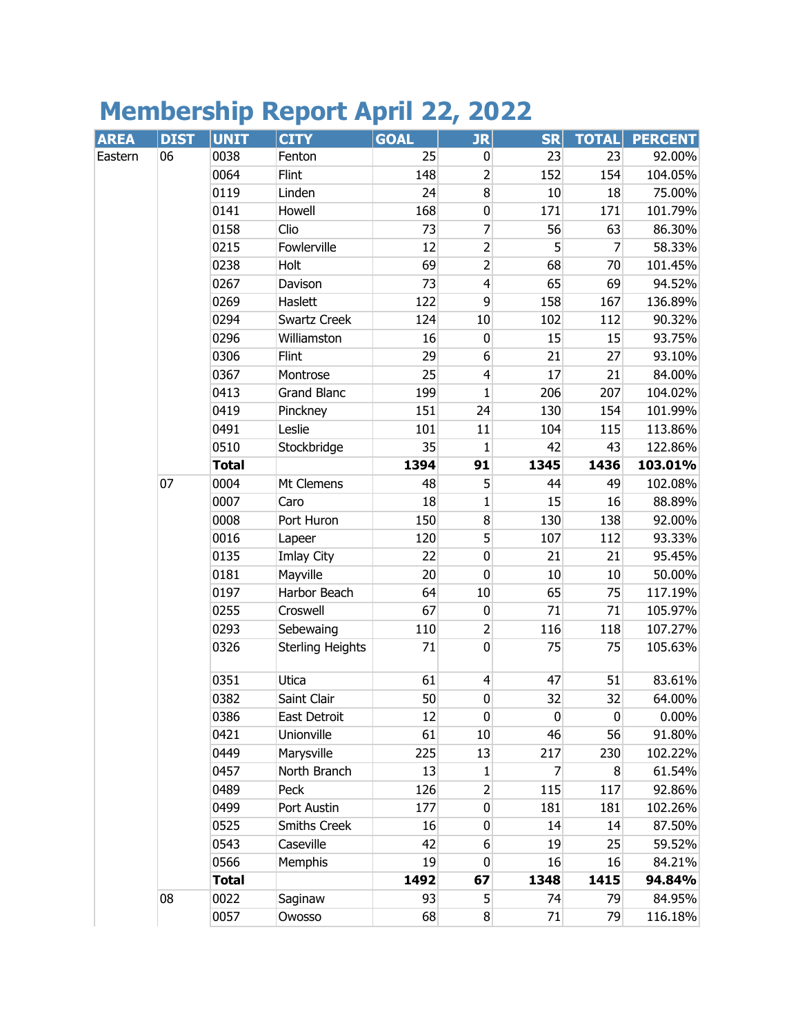# Membership Report April 22, 2022

| AREA | DIST | UNIT | CITY | GOAL | JR | SR | TOTAL | PERCENT |
|---|---|---|---|---|---|---|---|---|
| Eastern | 06 | 0038 | Fenton | 25 | 0 | 23 | 23 | 92.00% |
| | | 0064 | Flint | 148 | 2 | 152 | 154 | 104.05% |
| | | 0119 | Linden | 24 | 8 | 10 | 18 | 75.00% |
| | | 0141 | Howell | 168 | 0 | 171 | 171 | 101.79% |
| | | 0158 | Clio | 73 | 7 | 56 | 63 | 86.30% |
| | | 0215 | Fowlerville | 12 | 2 | 5 | 7 | 58.33% |
| | | 0238 | Holt | 69 | 2 | 68 | 70 | 101.45% |
| | | 0267 | Davison | 73 | 4 | 65 | 69 | 94.52% |
| | | 0269 | Haslett | 122 | 9 | 158 | 167 | 136.89% |
| | | 0294 | Swartz Creek | 124 | 10 | 102 | 112 | 90.32% |
| | | 0296 | Williamston | 16 | 0 | 15 | 15 | 93.75% |
| | | 0306 | Flint | 29 | 6 | 21 | 27 | 93.10% |
| | | 0367 | Montrose | 25 | 4 | 17 | 21 | 84.00% |
| | | 0413 | Grand Blanc | 199 | 1 | 206 | 207 | 104.02% |
| | | 0419 | Pinckney | 151 | 24 | 130 | 154 | 101.99% |
| | | 0491 | Leslie | 101 | 11 | 104 | 115 | 113.86% |
| | | 0510 | Stockbridge | 35 | 1 | 42 | 43 | 122.86% |
| | | **Total** | | **1394** | **91** | **1345** | **1436** | **103.01%** |
| | 07 | 0004 | Mt Clemens | 48 | 5 | 44 | 49 | 102.08% |
| | | 0007 | Caro | 18 | 1 | 15 | 16 | 88.89% |
| | | 0008 | Port Huron | 150 | 8 | 130 | 138 | 92.00% |
| | | 0016 | Lapeer | 120 | 5 | 107 | 112 | 93.33% |
| | | 0135 | Imlay City | 22 | 0 | 21 | 21 | 95.45% |
| | | 0181 | Mayville | 20 | 0 | 10 | 10 | 50.00% |
| | | 0197 | Harbor Beach | 64 | 10 | 65 | 75 | 117.19% |
| | | 0255 | Croswell | 67 | 0 | 71 | 71 | 105.97% |
| | | 0293 | Sebewaing | 110 | 2 | 116 | 118 | 107.27% |
| | | 0326 | Sterling Heights | 71 | 0 | 75 | 75 | 105.63% |
| | | 0351 | Utica | 61 | 4 | 47 | 51 | 83.61% |
| | | 0382 | Saint Clair | 50 | 0 | 32 | 32 | 64.00% |
| | | 0386 | East Detroit | 12 | 0 | 0 | 0 | 0.00% |
| | | 0421 | Unionville | 61 | 10 | 46 | 56 | 91.80% |
| | | 0449 | Marysville | 225 | 13 | 217 | 230 | 102.22% |
| | | 0457 | North Branch | 13 | 1 | 7 | 8 | 61.54% |
| | | 0489 | Peck | 126 | 2 | 115 | 117 | 92.86% |
| | | 0499 | Port Austin | 177 | 0 | 181 | 181 | 102.26% |
| | | 0525 | Smiths Creek | 16 | 0 | 14 | 14 | 87.50% |
| | | 0543 | Caseville | 42 | 6 | 19 | 25 | 59.52% |
| | | 0566 | Memphis | 19 | 0 | 16 | 16 | 84.21% |
| | | **Total** | | **1492** | **67** | **1348** | **1415** | **94.84%** |
| | 08 | 0022 | Saginaw | 93 | 5 | 74 | 79 | 84.95% |
| | | 0057 | Owosso | 68 | 8 | 71 | 79 | 116.18% |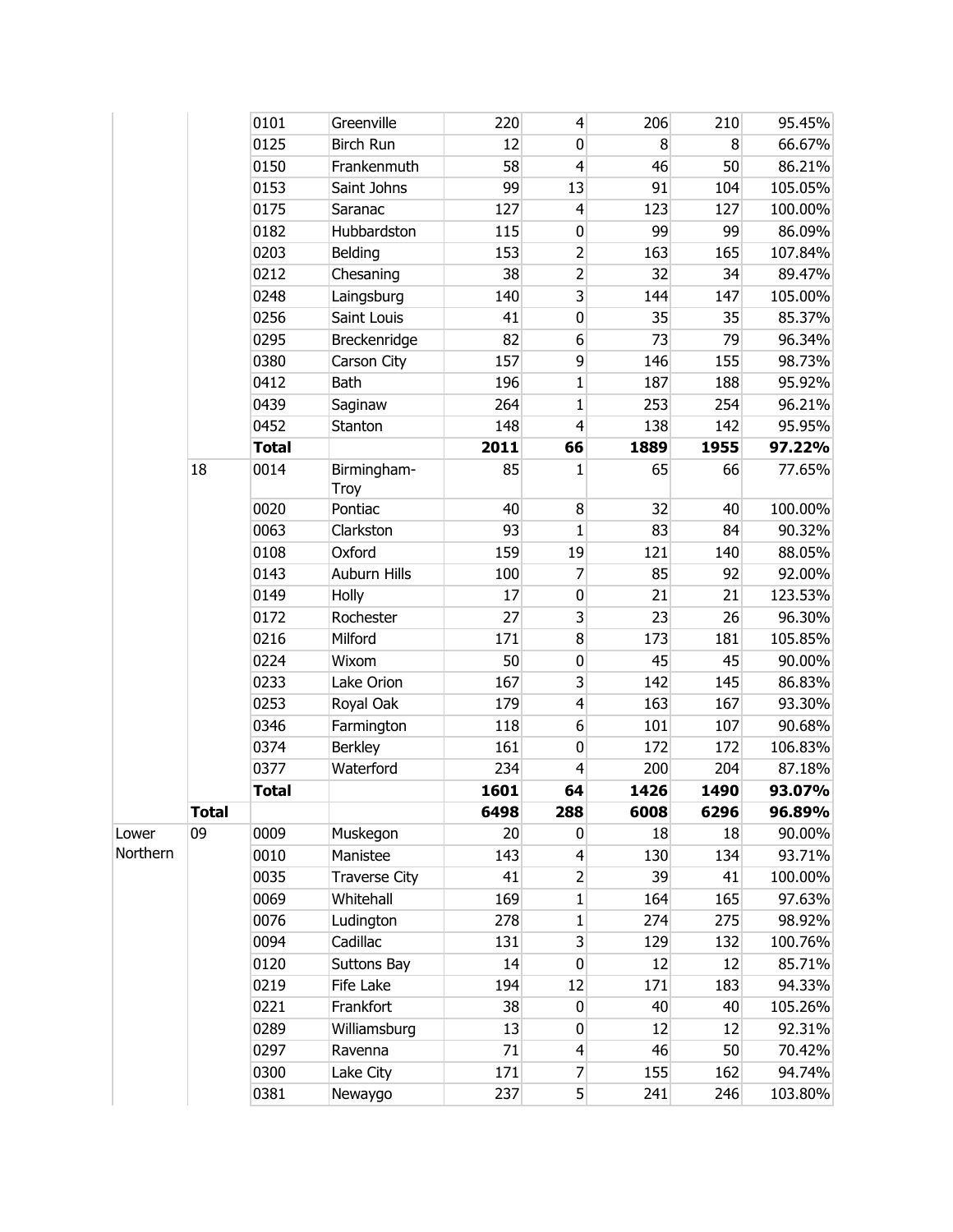| | | | | | | | | |
|---|---|---|---|---|---|---|---|---|
| | | 0101 | Greenville | 220 | 4 | 206 | 210 | 95.45% |
| | | 0125 | Birch Run | 12 | 0 | 8 | 8 | 66.67% |
| | | 0150 | Frankenmuth | 58 | 4 | 46 | 50 | 86.21% |
| | | 0153 | Saint Johns | 99 | 13 | 91 | 104 | 105.05% |
| | | 0175 | Saranac | 127 | 4 | 123 | 127 | 100.00% |
| | | 0182 | Hubbardston | 115 | 0 | 99 | 99 | 86.09% |
| | | 0203 | Belding | 153 | 2 | 163 | 165 | 107.84% |
| | | 0212 | Chesaning | 38 | 2 | 32 | 34 | 89.47% |
| | | 0248 | Laingsburg | 140 | 3 | 144 | 147 | 105.00% |
| | | 0256 | Saint Louis | 41 | 0 | 35 | 35 | 85.37% |
| | | 0295 | Breckenridge | 82 | 6 | 73 | 79 | 96.34% |
| | | 0380 | Carson City | 157 | 9 | 146 | 155 | 98.73% |
| | | 0412 | Bath | 196 | 1 | 187 | 188 | 95.92% |
| | | 0439 | Saginaw | 264 | 1 | 253 | 254 | 96.21% |
| | | 0452 | Stanton | 148 | 4 | 138 | 142 | 95.95% |
| | | **Total** | | **2011** | **66** | **1889** | **1955** | **97.22%** |
| | 18 | 0014 | Birmingham-Troy | 85 | 1 | 65 | 66 | 77.65% |
| | | 0020 | Pontiac | 40 | 8 | 32 | 40 | 100.00% |
| | | 0063 | Clarkston | 93 | 1 | 83 | 84 | 90.32% |
| | | 0108 | Oxford | 159 | 19 | 121 | 140 | 88.05% |
| | | 0143 | Auburn Hills | 100 | 7 | 85 | 92 | 92.00% |
| | | 0149 | Holly | 17 | 0 | 21 | 21 | 123.53% |
| | | 0172 | Rochester | 27 | 3 | 23 | 26 | 96.30% |
| | | 0216 | Milford | 171 | 8 | 173 | 181 | 105.85% |
| | | 0224 | Wixom | 50 | 0 | 45 | 45 | 90.00% |
| | | 0233 | Lake Orion | 167 | 3 | 142 | 145 | 86.83% |
| | | 0253 | Royal Oak | 179 | 4 | 163 | 167 | 93.30% |
| | | 0346 | Farmington | 118 | 6 | 101 | 107 | 90.68% |
| | | 0374 | Berkley | 161 | 0 | 172 | 172 | 106.83% |
| | | 0377 | Waterford | 234 | 4 | 200 | 204 | 87.18% |
| | | **Total** | | **1601** | **64** | **1426** | **1490** | **93.07%** |
| | **Total** | | | **6498** | **288** | **6008** | **6296** | **96.89%** |
| Lower Northern | 09 | 0009 | Muskegon | 20 | 0 | 18 | 18 | 90.00% |
| | | 0010 | Manistee | 143 | 4 | 130 | 134 | 93.71% |
| | | 0035 | Traverse City | 41 | 2 | 39 | 41 | 100.00% |
| | | 0069 | Whitehall | 169 | 1 | 164 | 165 | 97.63% |
| | | 0076 | Ludington | 278 | 1 | 274 | 275 | 98.92% |
| | | 0094 | Cadillac | 131 | 3 | 129 | 132 | 100.76% |
| | | 0120 | Suttons Bay | 14 | 0 | 12 | 12 | 85.71% |
| | | 0219 | Fife Lake | 194 | 12 | 171 | 183 | 94.33% |
| | | 0221 | Frankfort | 38 | 0 | 40 | 40 | 105.26% |
| | | 0289 | Williamsburg | 13 | 0 | 12 | 12 | 92.31% |
| | | 0297 | Ravenna | 71 | 4 | 46 | 50 | 70.42% |
| | | 0300 | Lake City | 171 | 7 | 155 | 162 | 94.74% |
| | | 0381 | Newaygo | 237 | 5 | 241 | 246 | 103.80% |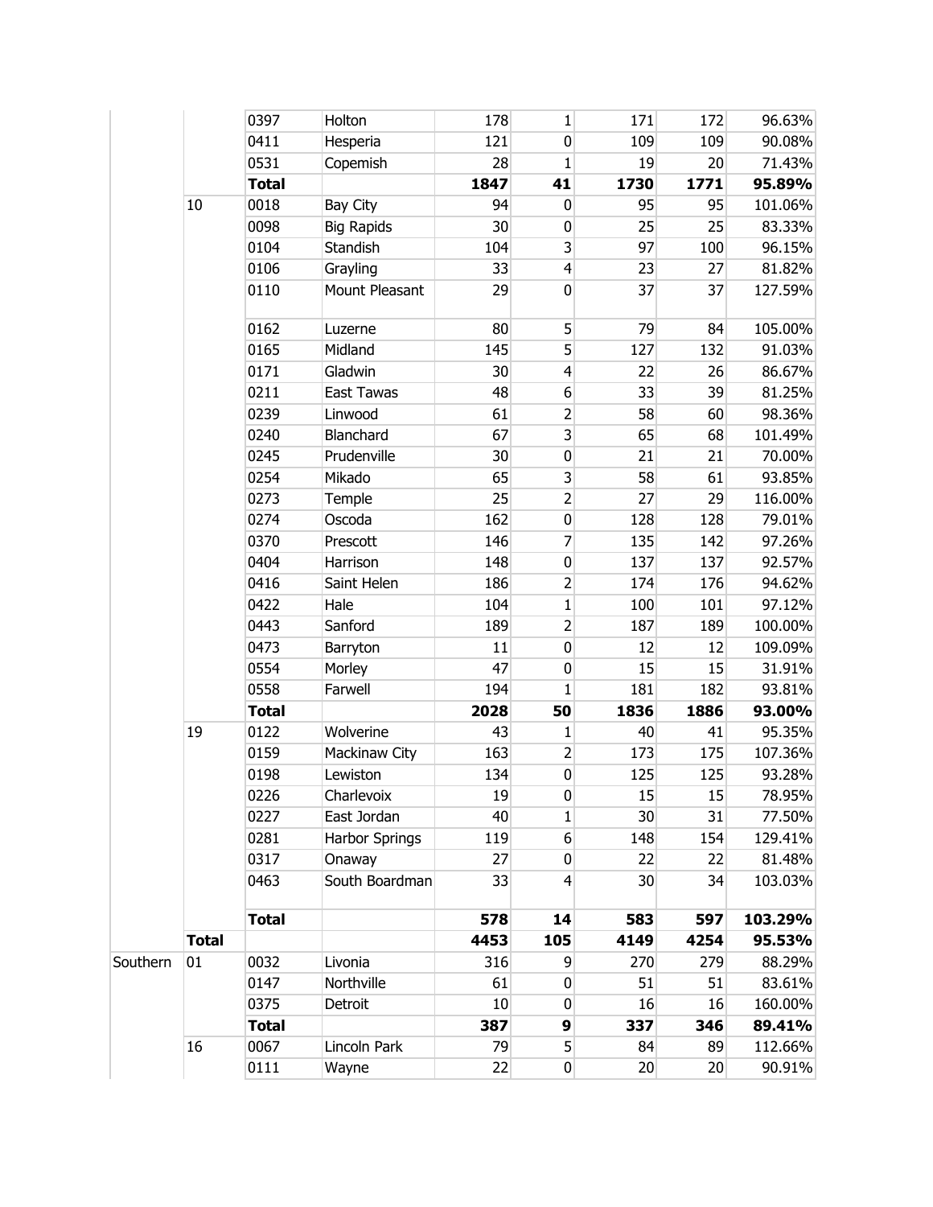| | | | | | | | | |
|---|---|---|---|---|---|---|---|---|
| | | 0397 | Holton | 178 | 1 | 171 | 172 | 96.63% |
| | | 0411 | Hesperia | 121 | 0 | 109 | 109 | 90.08% |
| | | 0531 | Copemish | 28 | 1 | 19 | 20 | 71.43% |
| | | **Total** | | **1847** | **41** | **1730** | **1771** | **95.89%** |
| | 10 | 0018 | Bay City | 94 | 0 | 95 | 95 | 101.06% |
| | | 0098 | Big Rapids | 30 | 0 | 25 | 25 | 83.33% |
| | | 0104 | Standish | 104 | 3 | 97 | 100 | 96.15% |
| | | 0106 | Grayling | 33 | 4 | 23 | 27 | 81.82% |
| | | 0110 | Mount Pleasant | 29 | 0 | 37 | 37 | 127.59% |
| | | 0162 | Luzerne | 80 | 5 | 79 | 84 | 105.00% |
| | | 0165 | Midland | 145 | 5 | 127 | 132 | 91.03% |
| | | 0171 | Gladwin | 30 | 4 | 22 | 26 | 86.67% |
| | | 0211 | East Tawas | 48 | 6 | 33 | 39 | 81.25% |
| | | 0239 | Linwood | 61 | 2 | 58 | 60 | 98.36% |
| | | 0240 | Blanchard | 67 | 3 | 65 | 68 | 101.49% |
| | | 0245 | Prudenville | 30 | 0 | 21 | 21 | 70.00% |
| | | 0254 | Mikado | 65 | 3 | 58 | 61 | 93.85% |
| | | 0273 | Temple | 25 | 2 | 27 | 29 | 116.00% |
| | | 0274 | Oscoda | 162 | 0 | 128 | 128 | 79.01% |
| | | 0370 | Prescott | 146 | 7 | 135 | 142 | 97.26% |
| | | 0404 | Harrison | 148 | 0 | 137 | 137 | 92.57% |
| | | 0416 | Saint Helen | 186 | 2 | 174 | 176 | 94.62% |
| | | 0422 | Hale | 104 | 1 | 100 | 101 | 97.12% |
| | | 0443 | Sanford | 189 | 2 | 187 | 189 | 100.00% |
| | | 0473 | Barryton | 11 | 0 | 12 | 12 | 109.09% |
| | | 0554 | Morley | 47 | 0 | 15 | 15 | 31.91% |
| | | 0558 | Farwell | 194 | 1 | 181 | 182 | 93.81% |
| | | **Total** | | **2028** | **50** | **1836** | **1886** | **93.00%** |
| | 19 | 0122 | Wolverine | 43 | 1 | 40 | 41 | 95.35% |
| | | 0159 | Mackinaw City | 163 | 2 | 173 | 175 | 107.36% |
| | | 0198 | Lewiston | 134 | 0 | 125 | 125 | 93.28% |
| | | 0226 | Charlevoix | 19 | 0 | 15 | 15 | 78.95% |
| | | 0227 | East Jordan | 40 | 1 | 30 | 31 | 77.50% |
| | | 0281 | Harbor Springs | 119 | 6 | 148 | 154 | 129.41% |
| | | 0317 | Onaway | 27 | 0 | 22 | 22 | 81.48% |
| | | 0463 | South Boardman | 33 | 4 | 30 | 34 | 103.03% |
| | | **Total** | | **578** | **14** | **583** | **597** | **103.29%** |
| | **Total** | | | **4453** | **105** | **4149** | **4254** | **95.53%** |
| Southern | 01 | 0032 | Livonia | 316 | 9 | 270 | 279 | 88.29% |
| | | 0147 | Northville | 61 | 0 | 51 | 51 | 83.61% |
| | | 0375 | Detroit | 10 | 0 | 16 | 16 | 160.00% |
| | | **Total** | | **387** | **9** | **337** | **346** | **89.41%** |
| | 16 | 0067 | Lincoln Park | 79 | 5 | 84 | 89 | 112.66% |
| | | 0111 | Wayne | 22 | 0 | 20 | 20 | 90.91% |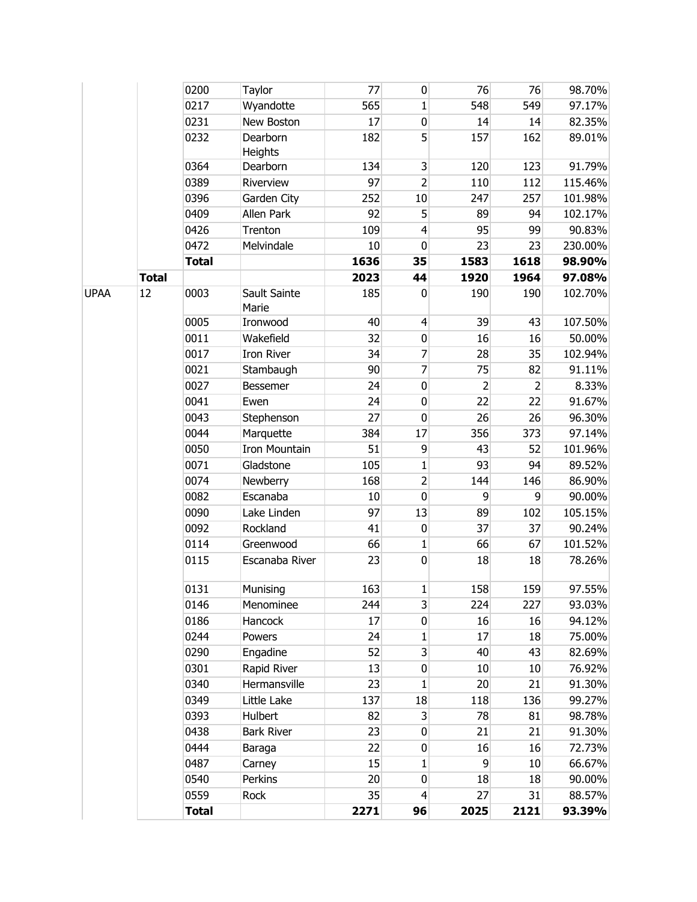| | | | | | | | | |
|---|---|---|---|---|---|---|---|---|
| | | 0200 | Taylor | 77 | 0 | 76 | 76 | 98.70% |
| | | 0217 | Wyandotte | 565 | 1 | 548 | 549 | 97.17% |
| | | 0231 | New Boston | 17 | 0 | 14 | 14 | 82.35% |
| | | 0232 | Dearborn Heights | 182 | 5 | 157 | 162 | 89.01% |
| | | 0364 | Dearborn | 134 | 3 | 120 | 123 | 91.79% |
| | | 0389 | Riverview | 97 | 2 | 110 | 112 | 115.46% |
| | | 0396 | Garden City | 252 | 10 | 247 | 257 | 101.98% |
| | | 0409 | Allen Park | 92 | 5 | 89 | 94 | 102.17% |
| | | 0426 | Trenton | 109 | 4 | 95 | 99 | 90.83% |
| | | 0472 | Melvindale | 10 | 0 | 23 | 23 | 230.00% |
| | | **Total** | | **1636** | **35** | **1583** | **1618** | **98.90%** |
| | **Total** | | | **2023** | **44** | **1920** | **1964** | **97.08%** |
| UPAA | 12 | 0003 | Sault Sainte Marie | 185 | 0 | 190 | 190 | 102.70% |
| | | 0005 | Ironwood | 40 | 4 | 39 | 43 | 107.50% |
| | | 0011 | Wakefield | 32 | 0 | 16 | 16 | 50.00% |
| | | 0017 | Iron River | 34 | 7 | 28 | 35 | 102.94% |
| | | 0021 | Stambaugh | 90 | 7 | 75 | 82 | 91.11% |
| | | 0027 | Bessemer | 24 | 0 | 2 | 2 | 8.33% |
| | | 0041 | Ewen | 24 | 0 | 22 | 22 | 91.67% |
| | | 0043 | Stephenson | 27 | 0 | 26 | 26 | 96.30% |
| | | 0044 | Marquette | 384 | 17 | 356 | 373 | 97.14% |
| | | 0050 | Iron Mountain | 51 | 9 | 43 | 52 | 101.96% |
| | | 0071 | Gladstone | 105 | 1 | 93 | 94 | 89.52% |
| | | 0074 | Newberry | 168 | 2 | 144 | 146 | 86.90% |
| | | 0082 | Escanaba | 10 | 0 | 9 | 9 | 90.00% |
| | | 0090 | Lake Linden | 97 | 13 | 89 | 102 | 105.15% |
| | | 0092 | Rockland | 41 | 0 | 37 | 37 | 90.24% |
| | | 0114 | Greenwood | 66 | 1 | 66 | 67 | 101.52% |
| | | 0115 | Escanaba River | 23 | 0 | 18 | 18 | 78.26% |
| | | 0131 | Munising | 163 | 1 | 158 | 159 | 97.55% |
| | | 0146 | Menominee | 244 | 3 | 224 | 227 | 93.03% |
| | | 0186 | Hancock | 17 | 0 | 16 | 16 | 94.12% |
| | | 0244 | Powers | 24 | 1 | 17 | 18 | 75.00% |
| | | 0290 | Engadine | 52 | 3 | 40 | 43 | 82.69% |
| | | 0301 | Rapid River | 13 | 0 | 10 | 10 | 76.92% |
| | | 0340 | Hermansville | 23 | 1 | 20 | 21 | 91.30% |
| | | 0349 | Little Lake | 137 | 18 | 118 | 136 | 99.27% |
| | | 0393 | Hulbert | 82 | 3 | 78 | 81 | 98.78% |
| | | 0438 | Bark River | 23 | 0 | 21 | 21 | 91.30% |
| | | 0444 | Baraga | 22 | 0 | 16 | 16 | 72.73% |
| | | 0487 | Carney | 15 | 1 | 9 | 10 | 66.67% |
| | | 0540 | Perkins | 20 | 0 | 18 | 18 | 90.00% |
| | | 0559 | Rock | 35 | 4 | 27 | 31 | 88.57% |
| | | **Total** | | **2271** | **96** | **2025** | **2121** | **93.39%** |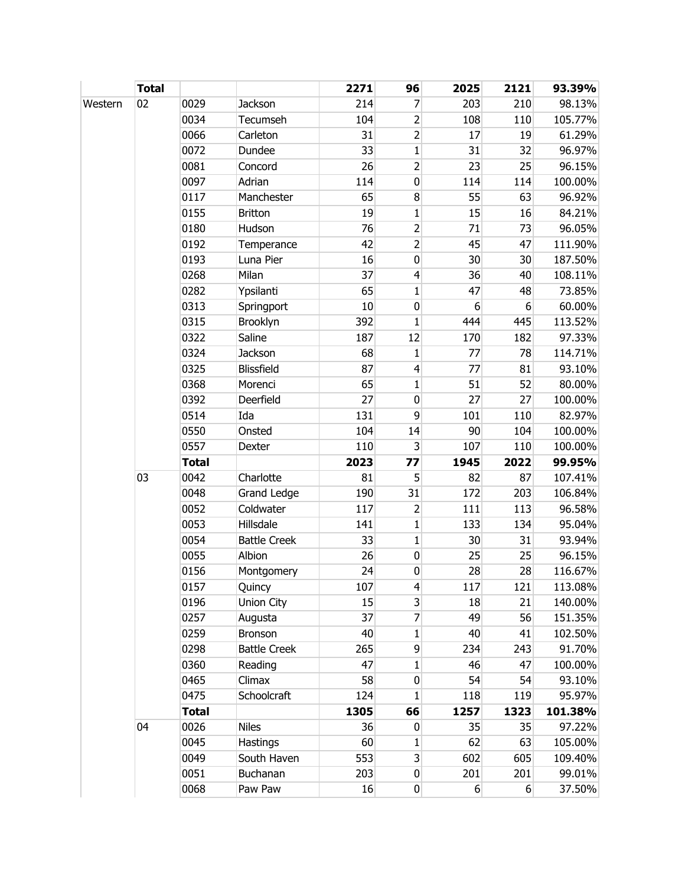| | | | | | | | | |
|---|---|---|---|---|---|---|---|---|
| | **Total** | | | **2271** | **96** | **2025** | **2121** | **93.39%** |
| Western | 02 | 0029 | Jackson | 214 | 7 | 203 | 210 | 98.13% |
| | | 0034 | Tecumseh | 104 | 2 | 108 | 110 | 105.77% |
| | | 0066 | Carleton | 31 | 2 | 17 | 19 | 61.29% |
| | | 0072 | Dundee | 33 | 1 | 31 | 32 | 96.97% |
| | | 0081 | Concord | 26 | 2 | 23 | 25 | 96.15% |
| | | 0097 | Adrian | 114 | 0 | 114 | 114 | 100.00% |
| | | 0117 | Manchester | 65 | 8 | 55 | 63 | 96.92% |
| | | 0155 | Britton | 19 | 1 | 15 | 16 | 84.21% |
| | | 0180 | Hudson | 76 | 2 | 71 | 73 | 96.05% |
| | | 0192 | Temperance | 42 | 2 | 45 | 47 | 111.90% |
| | | 0193 | Luna Pier | 16 | 0 | 30 | 30 | 187.50% |
| | | 0268 | Milan | 37 | 4 | 36 | 40 | 108.11% |
| | | 0282 | Ypsilanti | 65 | 1 | 47 | 48 | 73.85% |
| | | 0313 | Springport | 10 | 0 | 6 | 6 | 60.00% |
| | | 0315 | Brooklyn | 392 | 1 | 444 | 445 | 113.52% |
| | | 0322 | Saline | 187 | 12 | 170 | 182 | 97.33% |
| | | 0324 | Jackson | 68 | 1 | 77 | 78 | 114.71% |
| | | 0325 | Blissfield | 87 | 4 | 77 | 81 | 93.10% |
| | | 0368 | Morenci | 65 | 1 | 51 | 52 | 80.00% |
| | | 0392 | Deerfield | 27 | 0 | 27 | 27 | 100.00% |
| | | 0514 | Ida | 131 | 9 | 101 | 110 | 82.97% |
| | | 0550 | Onsted | 104 | 14 | 90 | 104 | 100.00% |
| | | 0557 | Dexter | 110 | 3 | 107 | 110 | 100.00% |
| | | **Total** | | **2023** | **77** | **1945** | **2022** | **99.95%** |
| | 03 | 0042 | Charlotte | 81 | 5 | 82 | 87 | 107.41% |
| | | 0048 | Grand Ledge | 190 | 31 | 172 | 203 | 106.84% |
| | | 0052 | Coldwater | 117 | 2 | 111 | 113 | 96.58% |
| | | 0053 | Hillsdale | 141 | 1 | 133 | 134 | 95.04% |
| | | 0054 | Battle Creek | 33 | 1 | 30 | 31 | 93.94% |
| | | 0055 | Albion | 26 | 0 | 25 | 25 | 96.15% |
| | | 0156 | Montgomery | 24 | 0 | 28 | 28 | 116.67% |
| | | 0157 | Quincy | 107 | 4 | 117 | 121 | 113.08% |
| | | 0196 | Union City | 15 | 3 | 18 | 21 | 140.00% |
| | | 0257 | Augusta | 37 | 7 | 49 | 56 | 151.35% |
| | | 0259 | Bronson | 40 | 1 | 40 | 41 | 102.50% |
| | | 0298 | Battle Creek | 265 | 9 | 234 | 243 | 91.70% |
| | | 0360 | Reading | 47 | 1 | 46 | 47 | 100.00% |
| | | 0465 | Climax | 58 | 0 | 54 | 54 | 93.10% |
| | | 0475 | Schoolcraft | 124 | 1 | 118 | 119 | 95.97% |
| | | **Total** | | **1305** | **66** | **1257** | **1323** | **101.38%** |
| | 04 | 0026 | Niles | 36 | 0 | 35 | 35 | 97.22% |
| | | 0045 | Hastings | 60 | 1 | 62 | 63 | 105.00% |
| | | 0049 | South Haven | 553 | 3 | 602 | 605 | 109.40% |
| | | 0051 | Buchanan | 203 | 0 | 201 | 201 | 99.01% |
| | | 0068 | Paw Paw | 16 | 0 | 6 | 6 | 37.50% |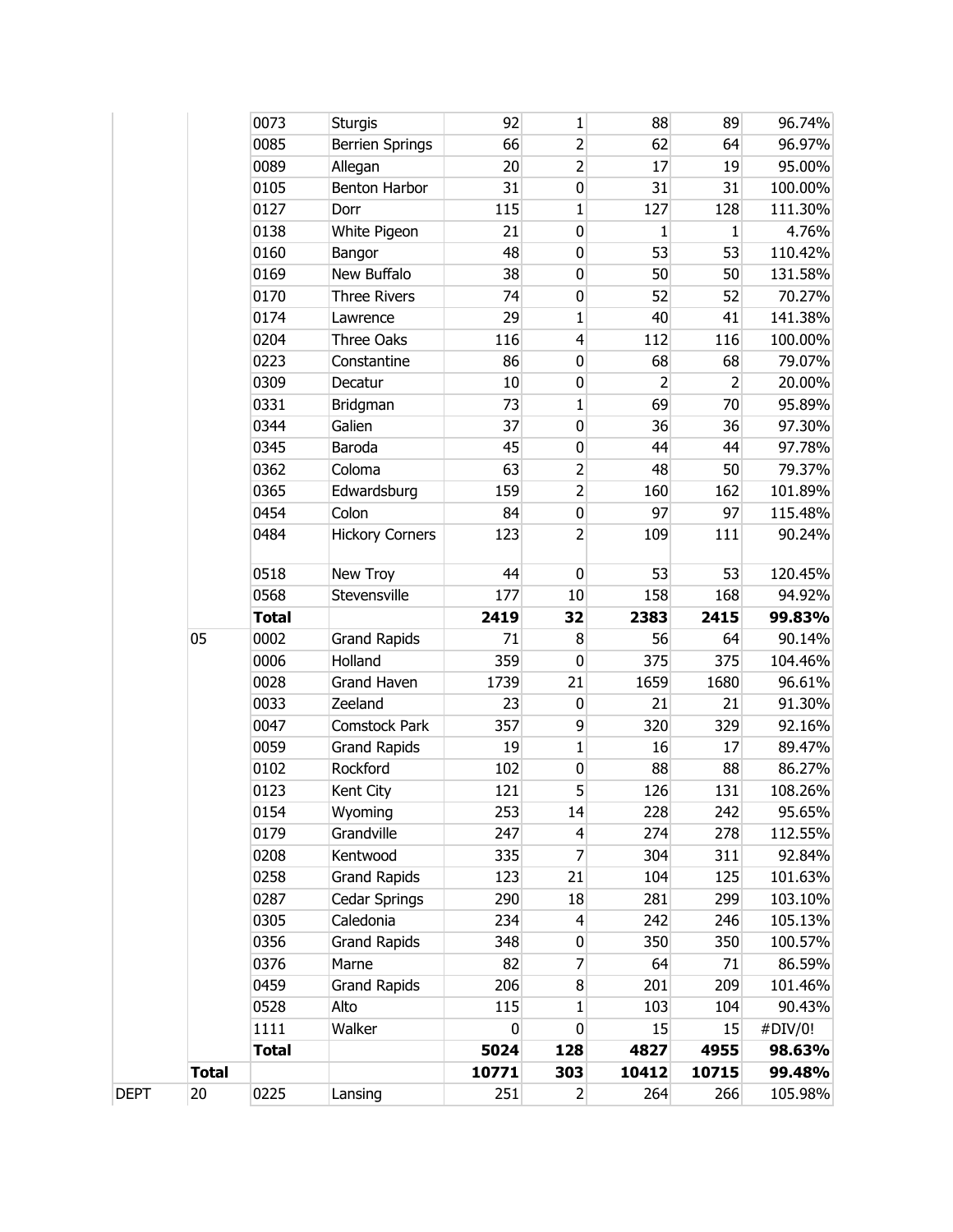|  |  |  |  |  |  |  |  |  |
|---|---|---|---|---|---|---|---|---|
|  |  | 0073 | Sturgis | 92 | 1 | 88 | 89 | 96.74% |
|  |  | 0085 | Berrien Springs | 66 | 2 | 62 | 64 | 96.97% |
|  |  | 0089 | Allegan | 20 | 2 | 17 | 19 | 95.00% |
|  |  | 0105 | Benton Harbor | 31 | 0 | 31 | 31 | 100.00% |
|  |  | 0127 | Dorr | 115 | 1 | 127 | 128 | 111.30% |
|  |  | 0138 | White Pigeon | 21 | 0 | 1 | 1 | 4.76% |
|  |  | 0160 | Bangor | 48 | 0 | 53 | 53 | 110.42% |
|  |  | 0169 | New Buffalo | 38 | 0 | 50 | 50 | 131.58% |
|  |  | 0170 | Three Rivers | 74 | 0 | 52 | 52 | 70.27% |
|  |  | 0174 | Lawrence | 29 | 1 | 40 | 41 | 141.38% |
|  |  | 0204 | Three Oaks | 116 | 4 | 112 | 116 | 100.00% |
|  |  | 0223 | Constantine | 86 | 0 | 68 | 68 | 79.07% |
|  |  | 0309 | Decatur | 10 | 0 | 2 | 2 | 20.00% |
|  |  | 0331 | Bridgman | 73 | 1 | 69 | 70 | 95.89% |
|  |  | 0344 | Galien | 37 | 0 | 36 | 36 | 97.30% |
|  |  | 0345 | Baroda | 45 | 0 | 44 | 44 | 97.78% |
|  |  | 0362 | Coloma | 63 | 2 | 48 | 50 | 79.37% |
|  |  | 0365 | Edwardsburg | 159 | 2 | 160 | 162 | 101.89% |
|  |  | 0454 | Colon | 84 | 0 | 97 | 97 | 115.48% |
|  |  | 0484 | Hickory Corners | 123 | 2 | 109 | 111 | 90.24% |
|  |  | 0518 | New Troy | 44 | 0 | 53 | 53 | 120.45% |
|  |  | 0568 | Stevensville | 177 | 10 | 158 | 168 | 94.92% |
|  |  | **Total** |  | **2419** | **32** | **2383** | **2415** | **99.83%** |
|  | 05 | 0002 | Grand Rapids | 71 | 8 | 56 | 64 | 90.14% |
|  |  | 0006 | Holland | 359 | 0 | 375 | 375 | 104.46% |
|  |  | 0028 | Grand Haven | 1739 | 21 | 1659 | 1680 | 96.61% |
|  |  | 0033 | Zeeland | 23 | 0 | 21 | 21 | 91.30% |
|  |  | 0047 | Comstock Park | 357 | 9 | 320 | 329 | 92.16% |
|  |  | 0059 | Grand Rapids | 19 | 1 | 16 | 17 | 89.47% |
|  |  | 0102 | Rockford | 102 | 0 | 88 | 88 | 86.27% |
|  |  | 0123 | Kent City | 121 | 5 | 126 | 131 | 108.26% |
|  |  | 0154 | Wyoming | 253 | 14 | 228 | 242 | 95.65% |
|  |  | 0179 | Grandville | 247 | 4 | 274 | 278 | 112.55% |
|  |  | 0208 | Kentwood | 335 | 7 | 304 | 311 | 92.84% |
|  |  | 0258 | Grand Rapids | 123 | 21 | 104 | 125 | 101.63% |
|  |  | 0287 | Cedar Springs | 290 | 18 | 281 | 299 | 103.10% |
|  |  | 0305 | Caledonia | 234 | 4 | 242 | 246 | 105.13% |
|  |  | 0356 | Grand Rapids | 348 | 0 | 350 | 350 | 100.57% |
|  |  | 0376 | Marne | 82 | 7 | 64 | 71 | 86.59% |
|  |  | 0459 | Grand Rapids | 206 | 8 | 201 | 209 | 101.46% |
|  |  | 0528 | Alto | 115 | 1 | 103 | 104 | 90.43% |
|  |  | 1111 | Walker | 0 | 0 | 15 | 15 | #DIV/0! |
|  |  | **Total** |  | **5024** | **128** | **4827** | **4955** | **98.63%** |
|  | **Total** |  |  | **10771** | **303** | **10412** | **10715** | **99.48%** |
| DEPT | 20 | 0225 | Lansing | 251 | 2 | 264 | 266 | 105.98% |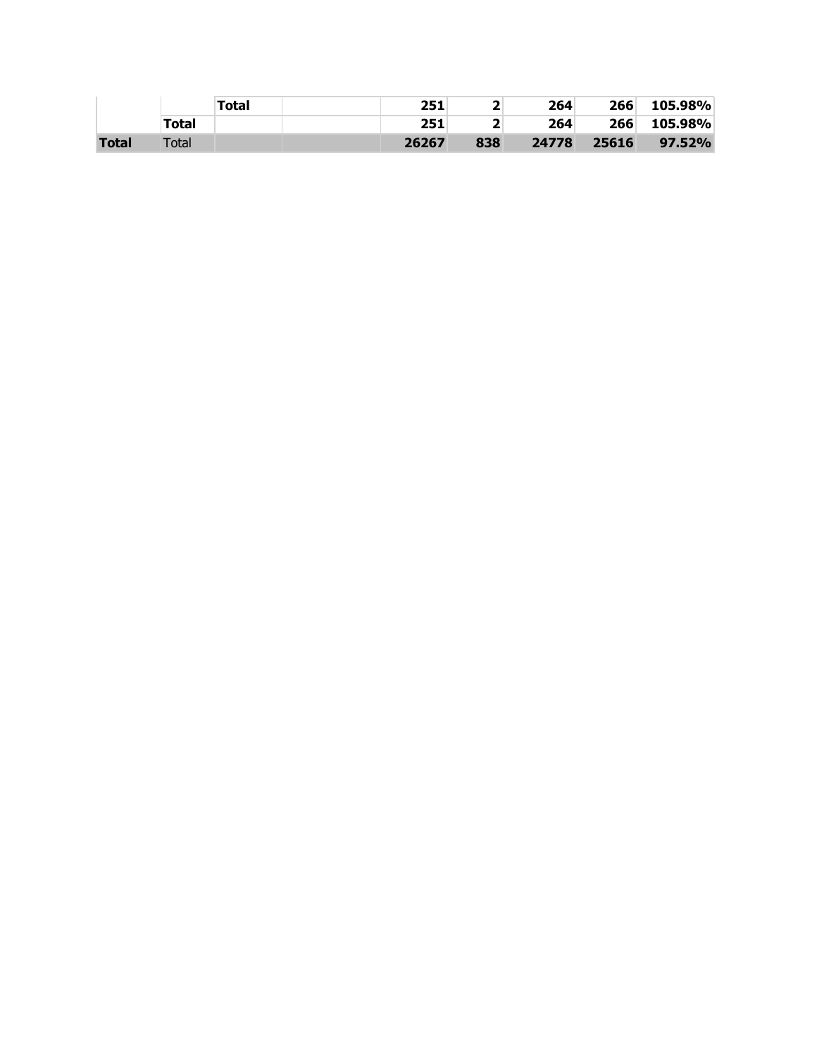| | | | | | | | | |
|---|---|---|---|---|---|---|---|---|
| | | **Total** | | **251** | **2** | **264** | **266** | **105.98%** |
| | **Total** | | | **251** | **2** | **264** | **266** | **105.98%** |
| **Total** | Total | | | **26267** | **838** | **24778** | **25616** | **97.52%** |